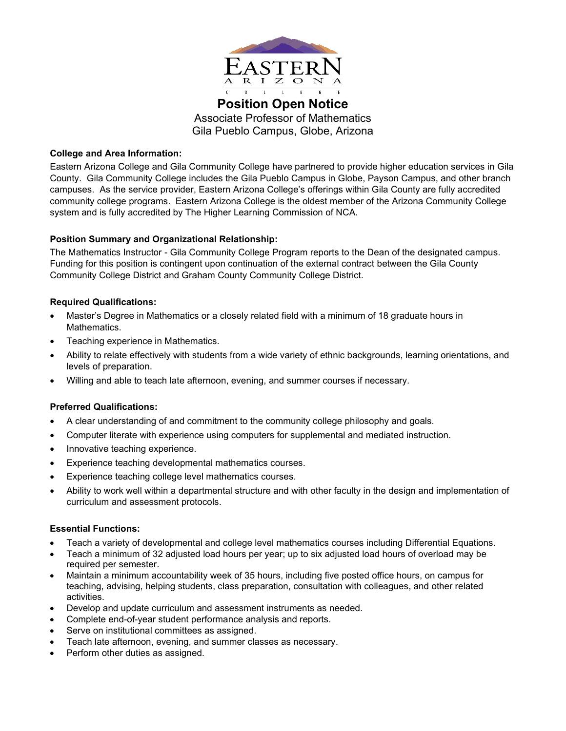# Position Open Notice

Associate Professor of Mathematics
Gila Pueblo Campus, Globe, Arizona

**College and Area Information:**

Eastern Arizona College and Gila Community College have partnered to provide higher education services in Gila County. Gila Community College includes the Gila Pueblo Campus in Globe, Payson Campus, and other branch campuses. As the service provider, Eastern Arizona College's offerings within Gila County are fully accredited community college programs. Eastern Arizona College is the oldest member of the Arizona Community College system and is fully accredited by The Higher Learning Commission of NCA.

**Position Summary and Organizational Relationship:**

The Mathematics Instructor - Gila Community College Program reports to the Dean of the designated campus. Funding for this position is contingent upon continuation of the external contract between the Gila County Community College District and Graham County Community College District.

**Required Qualifications:**

- Master's Degree in Mathematics or a closely related field with a minimum of 18 graduate hours in Mathematics.
- Teaching experience in Mathematics.
- Ability to relate effectively with students from a wide variety of ethnic backgrounds, learning orientations, and levels of preparation.
- Willing and able to teach late afternoon, evening, and summer courses if necessary.

**Preferred Qualifications:**

- A clear understanding of and commitment to the community college philosophy and goals.
- Computer literate with experience using computers for supplemental and mediated instruction.
- Innovative teaching experience.
- Experience teaching developmental mathematics courses.
- Experience teaching college level mathematics courses.
- Ability to work well within a departmental structure and with other faculty in the design and implementation of curriculum and assessment protocols.

**Essential Functions:**

- Teach a variety of developmental and college level mathematics courses including Differential Equations.
- Teach a minimum of 32 adjusted load hours per year; up to six adjusted load hours of overload may be required per semester.
- Maintain a minimum accountability week of 35 hours, including five posted office hours, on campus for teaching, advising, helping students, class preparation, consultation with colleagues, and other related activities.
- Develop and update curriculum and assessment instruments as needed.
- Complete end-of-year student performance analysis and reports.
- Serve on institutional committees as assigned.
- Teach late afternoon, evening, and summer classes as necessary.
- Perform other duties as assigned.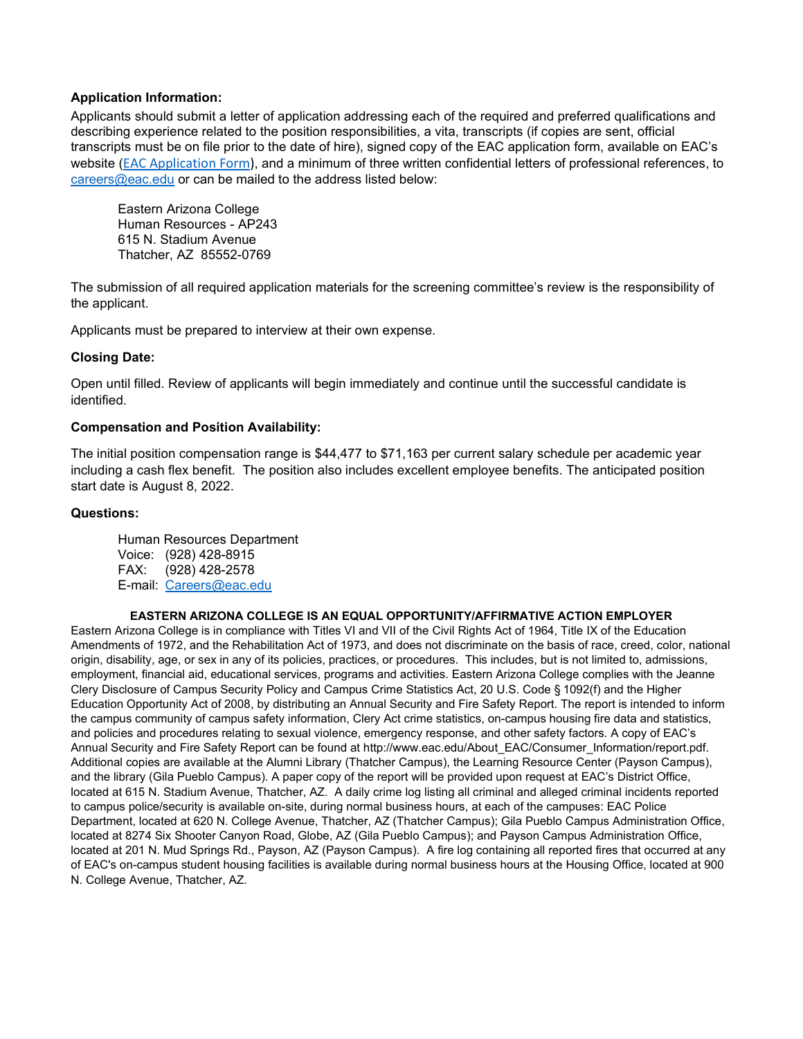**Application Information:**

Applicants should submit a letter of application addressing each of the required and preferred qualifications and describing experience related to the position responsibilities, a vita, transcripts (if copies are sent, official transcripts must be on file prior to the date of hire), signed copy of the EAC application form, available on EAC's website (EAC Application Form), and a minimum of three written confidential letters of professional references, to careers@eac.edu or can be mailed to the address listed below:

Eastern Arizona College
Human Resources - AP243
615 N. Stadium Avenue
Thatcher, AZ 85552-0769

The submission of all required application materials for the screening committee's review is the responsibility of the applicant.

Applicants must be prepared to interview at their own expense.

**Closing Date:**

Open until filled. Review of applicants will begin immediately and continue until the successful candidate is identified.

**Compensation and Position Availability:**

The initial position compensation range is $44,477 to $71,163 per current salary schedule per academic year including a cash flex benefit. The position also includes excellent employee benefits. The anticipated position start date is August 8, 2022.

**Questions:**

Human Resources Department
Voice: (928) 428-8915
FAX: (928) 428-2578
E-mail: Careers@eac.edu

**EASTERN ARIZONA COLLEGE IS AN EQUAL OPPORTUNITY/AFFIRMATIVE ACTION EMPLOYER**

Eastern Arizona College is in compliance with Titles VI and VII of the Civil Rights Act of 1964, Title IX of the Education Amendments of 1972, and the Rehabilitation Act of 1973, and does not discriminate on the basis of race, creed, color, national origin, disability, age, or sex in any of its policies, practices, or procedures. This includes, but is not limited to, admissions, employment, financial aid, educational services, programs and activities. Eastern Arizona College complies with the Jeanne Clery Disclosure of Campus Security Policy and Campus Crime Statistics Act, 20 U.S. Code § 1092(f) and the Higher Education Opportunity Act of 2008, by distributing an Annual Security and Fire Safety Report. The report is intended to inform the campus community of campus safety information, Clery Act crime statistics, on-campus housing fire data and statistics, and policies and procedures relating to sexual violence, emergency response, and other safety factors. A copy of EAC's Annual Security and Fire Safety Report can be found at http://www.eac.edu/About_EAC/Consumer_Information/report.pdf. Additional copies are available at the Alumni Library (Thatcher Campus), the Learning Resource Center (Payson Campus), and the library (Gila Pueblo Campus). A paper copy of the report will be provided upon request at EAC's District Office, located at 615 N. Stadium Avenue, Thatcher, AZ. A daily crime log listing all criminal and alleged criminal incidents reported to campus police/security is available on-site, during normal business hours, at each of the campuses: EAC Police Department, located at 620 N. College Avenue, Thatcher, AZ (Thatcher Campus); Gila Pueblo Campus Administration Office, located at 8274 Six Shooter Canyon Road, Globe, AZ (Gila Pueblo Campus); and Payson Campus Administration Office, located at 201 N. Mud Springs Rd., Payson, AZ (Payson Campus). A fire log containing all reported fires that occurred at any of EAC's on-campus student housing facilities is available during normal business hours at the Housing Office, located at 900 N. College Avenue, Thatcher, AZ.